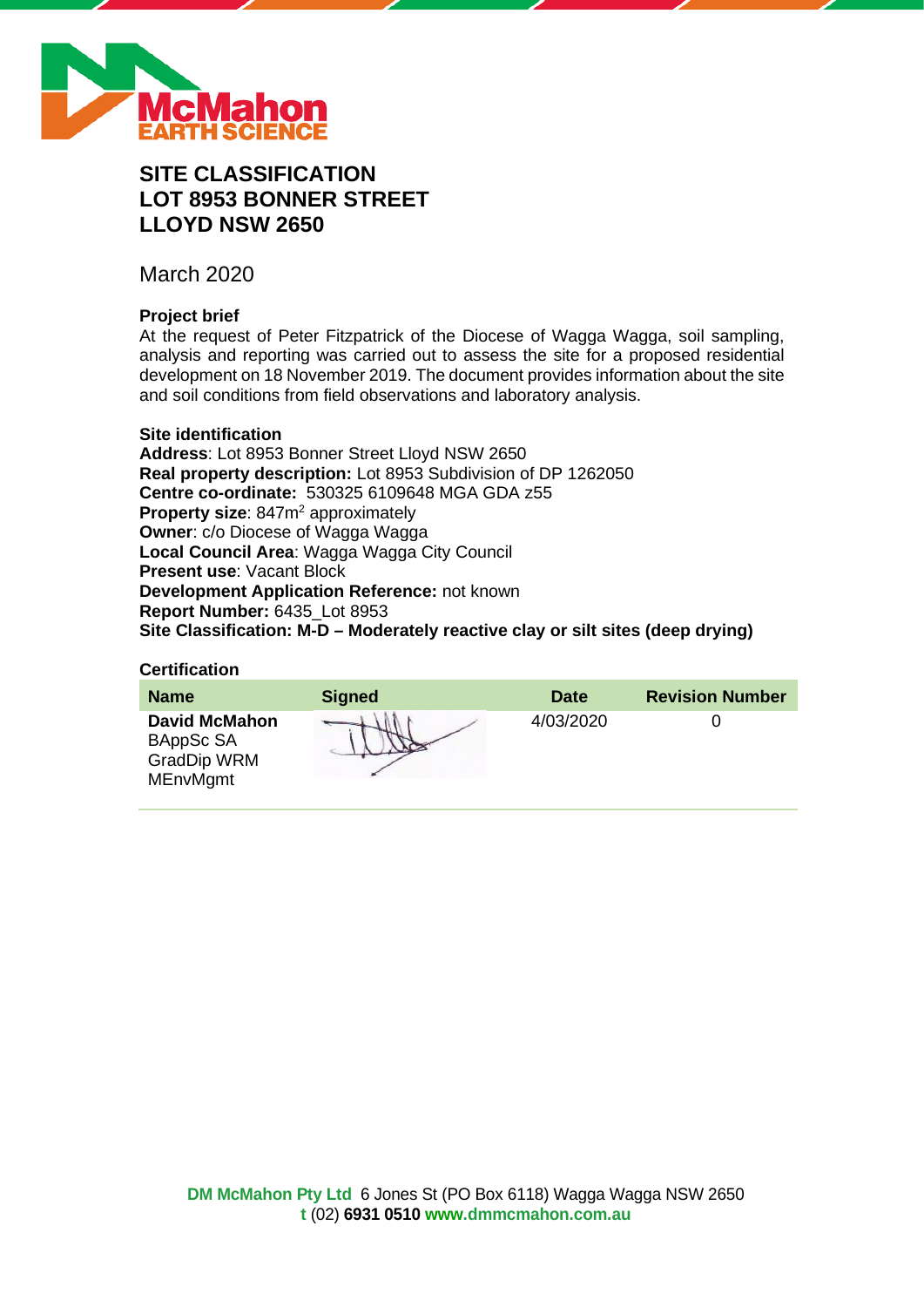# SITE CLASSIFICATION
# LOT 8953 BONNER STREET
# LLOYD NSW 2650

March 2020

**Project brief**
At the request of Peter Fitzpatrick of the Diocese of Wagga Wagga, soil sampling, analysis and reporting was carried out to assess the site for a proposed residential development on 18 November 2019. The document provides information about the site and soil conditions from field observations and laboratory analysis.

**Site identification**
**Address**: Lot 8953 Bonner Street Lloyd NSW 2650
**Real property description:** Lot 8953 Subdivision of DP 1262050
**Centre co-ordinate:** 530325 6109648 MGA GDA z55
**Property size**: 847m$^2$ approximately
**Owner**: c/o Diocese of Wagga Wagga
**Local Council Area**: Wagga Wagga City Council
**Present use**: Vacant Block
**Development Application Reference:** not known
**Report Number:** 6435_Lot 8953
**Site Classification: M-D – Moderately reactive clay or silt sites (deep drying)**

**Certification**

| Name | Signed | Date | Revision Number |
|---|---|---|---|
| **David McMahon** BAppSc SA GradDip WRM MEnvMgmt | | 4/03/2020 | 0 |

**DM McMahon Pty Ltd** 6 Jones St (PO Box 6118) Wagga Wagga NSW 2650
**t** (02) **6931 0510** **www.dmmcmahon.com.au**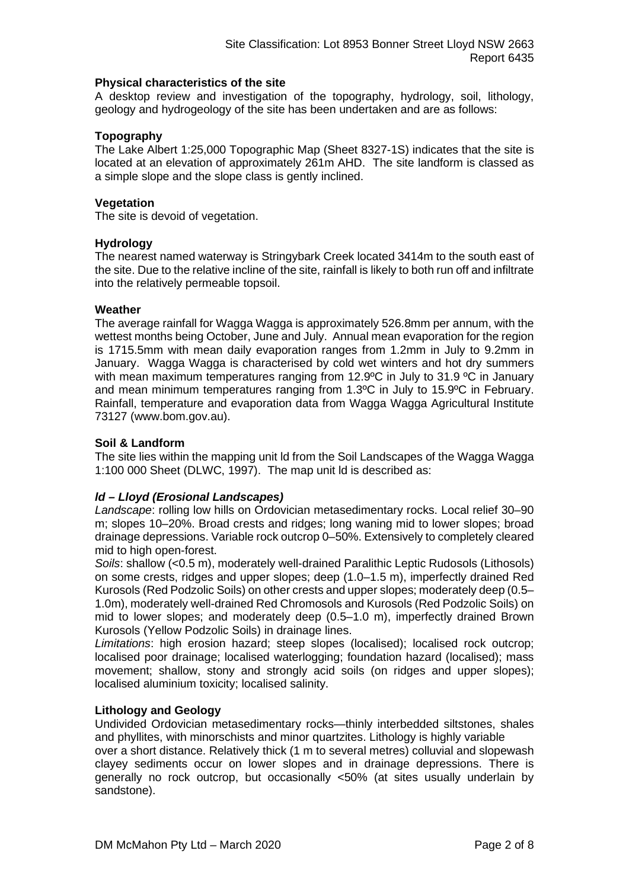**Physical characteristics of the site**

A desktop review and investigation of the topography, hydrology, soil, lithology, geology and hydrogeology of the site has been undertaken and are as follows:

**Topography**

The Lake Albert 1:25,000 Topographic Map (Sheet 8327-1S) indicates that the site is located at an elevation of approximately 261m AHD. The site landform is classed as a simple slope and the slope class is gently inclined.

**Vegetation**

The site is devoid of vegetation.

**Hydrology**

The nearest named waterway is Stringybark Creek located 3414m to the south east of the site. Due to the relative incline of the site, rainfall is likely to both run off and infiltrate into the relatively permeable topsoil.

**Weather**

The average rainfall for Wagga Wagga is approximately 526.8mm per annum, with the wettest months being October, June and July. Annual mean evaporation for the region is 1715.5mm with mean daily evaporation ranges from 1.2mm in July to 9.2mm in January. Wagga Wagga is characterised by cold wet winters and hot dry summers with mean maximum temperatures ranging from 12.9ºC in July to 31.9 ºC in January and mean minimum temperatures ranging from 1.3ºC in July to 15.9ºC in February. Rainfall, temperature and evaporation data from Wagga Wagga Agricultural Institute 73127 (www.bom.gov.au).

**Soil & Landform**

The site lies within the mapping unit ld from the Soil Landscapes of the Wagga Wagga 1:100 000 Sheet (DLWC, 1997). The map unit ld is described as:

***ld – Lloyd (Erosional Landscapes)***

*Landscape*: rolling low hills on Ordovician metasedimentary rocks. Local relief 30–90 m; slopes 10–20%. Broad crests and ridges; long waning mid to lower slopes; broad drainage depressions. Variable rock outcrop 0–50%. Extensively to completely cleared mid to high open-forest.

*Soils*: shallow (<0.5 m), moderately well-drained Paralithic Leptic Rudosols (Lithosols) on some crests, ridges and upper slopes; deep (1.0–1.5 m), imperfectly drained Red Kurosols (Red Podzolic Soils) on other crests and upper slopes; moderately deep (0.5–1.0m), moderately well-drained Red Chromosols and Kurosols (Red Podzolic Soils) on mid to lower slopes; and moderately deep (0.5–1.0 m), imperfectly drained Brown Kurosols (Yellow Podzolic Soils) in drainage lines.

*Limitations*: high erosion hazard; steep slopes (localised); localised rock outcrop; localised poor drainage; localised waterlogging; foundation hazard (localised); mass movement; shallow, stony and strongly acid soils (on ridges and upper slopes); localised aluminium toxicity; localised salinity.

**Lithology and Geology**

Undivided Ordovician metasedimentary rocks—thinly interbedded siltstones, shales and phyllites, with minorschists and minor quartzites. Lithology is highly variable over a short distance. Relatively thick (1 m to several metres) colluvial and slopewash clayey sediments occur on lower slopes and in drainage depressions. There is generally no rock outcrop, but occasionally <50% (at sites usually underlain by sandstone).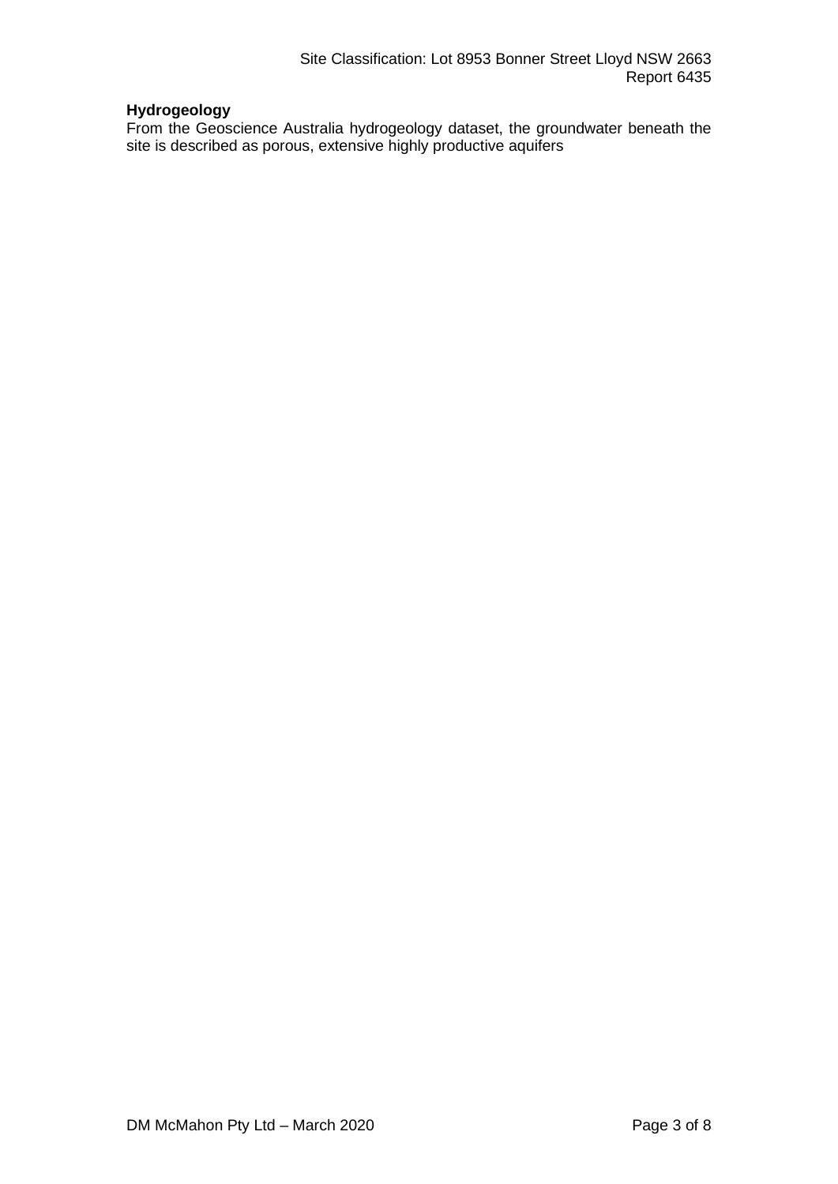**Hydrogeology**

From the Geoscience Australia hydrogeology dataset, the groundwater beneath the site is described as porous, extensive highly productive aquifers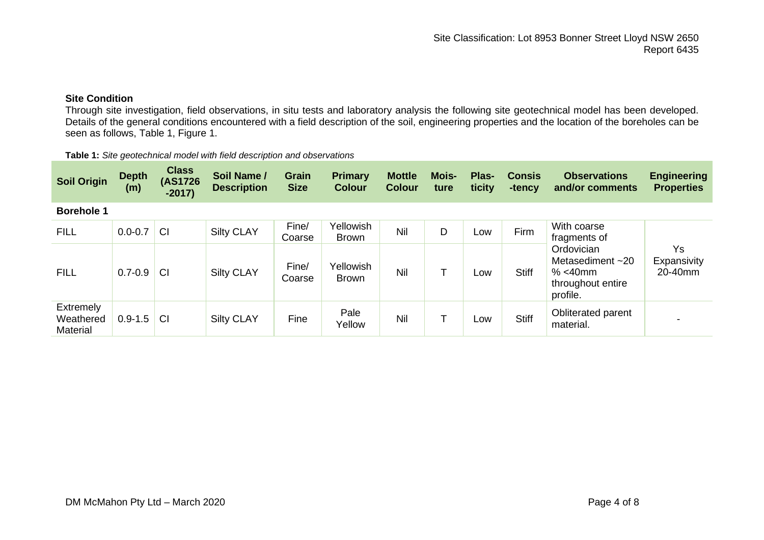**Site Condition**

Through site investigation, field observations, in situ tests and laboratory analysis the following site geotechnical model has been developed. Details of the general conditions encountered with a field description of the soil, engineering properties and the location of the boreholes can be seen as follows, Table 1, Figure 1.

**Table 1:** *Site geotechnical model with field description and observations*

| Soil Origin | Depth (m) | Class (AS1726 -2017) | Soil Name / Description | Grain Size | Primary Colour | Mottle Colour | Mois-ture | Plas-ticity | Consis -tency | Observations and/or comments | Engineering Properties |
|---|---|---|---|---|---|---|---|---|---|---|---|
| **Borehole 1** | | | | | | | | | | | |
| FILL | 0.0-0.7 | CI | Silty CLAY | Fine/ Coarse | Yellowish Brown | Nil | D | Low | Firm | With coarse fragments of Ordovician Metasediment ~20 % <40mm throughout entire profile. | Ys Expansivity 20-40mm |
| FILL | 0.7-0.9 | CI | Silty CLAY | Fine/ Coarse | Yellowish Brown | Nil | T | Low | Stiff | | |
| Extremely Weathered Material | 0.9-1.5 | CI | Silty CLAY | Fine | Pale Yellow | Nil | T | Low | Stiff | Obliterated parent material. | - |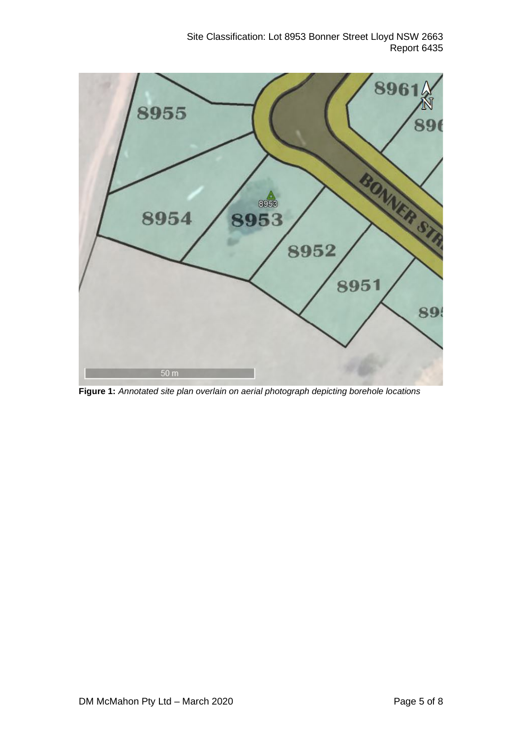**Figure 1:** *Annotated site plan overlain on aerial photograph depicting borehole locations*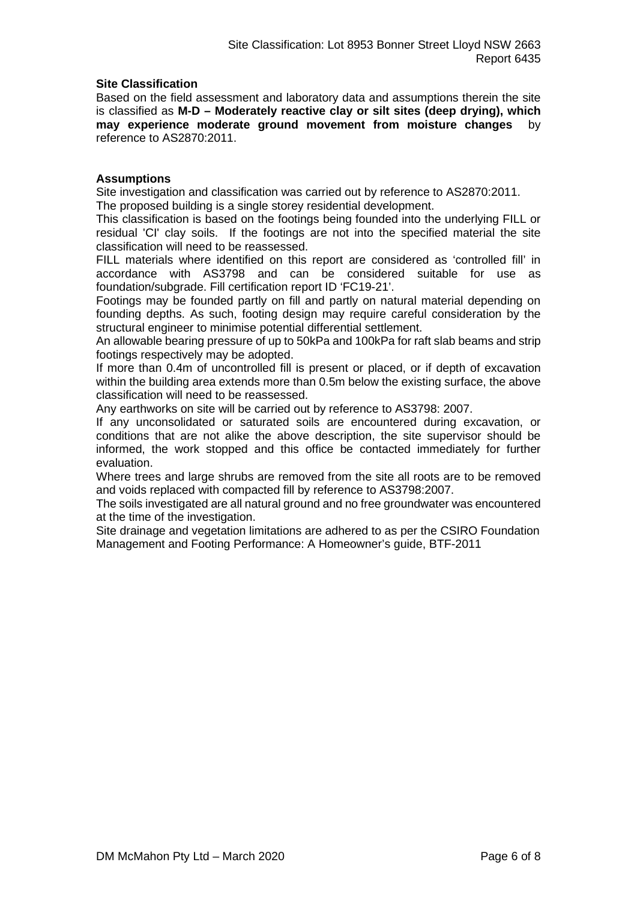**Site Classification**

Based on the field assessment and laboratory data and assumptions therein the site is classified as **M-D – Moderately reactive clay or silt sites (deep drying), which may experience moderate ground movement from moisture changes** by reference to AS2870:2011.

**Assumptions**

Site investigation and classification was carried out by reference to AS2870:2011.

The proposed building is a single storey residential development.

This classification is based on the footings being founded into the underlying FILL or residual 'CI' clay soils. If the footings are not into the specified material the site classification will need to be reassessed.

FILL materials where identified on this report are considered as 'controlled fill' in accordance with AS3798 and can be considered suitable for use as foundation/subgrade. Fill certification report ID 'FC19-21'.

Footings may be founded partly on fill and partly on natural material depending on founding depths. As such, footing design may require careful consideration by the structural engineer to minimise potential differential settlement.

An allowable bearing pressure of up to 50kPa and 100kPa for raft slab beams and strip footings respectively may be adopted.

If more than 0.4m of uncontrolled fill is present or placed, or if depth of excavation within the building area extends more than 0.5m below the existing surface, the above classification will need to be reassessed.

Any earthworks on site will be carried out by reference to AS3798: 2007.

If any unconsolidated or saturated soils are encountered during excavation, or conditions that are not alike the above description, the site supervisor should be informed, the work stopped and this office be contacted immediately for further evaluation.

Where trees and large shrubs are removed from the site all roots are to be removed and voids replaced with compacted fill by reference to AS3798:2007.

The soils investigated are all natural ground and no free groundwater was encountered at the time of the investigation.

Site drainage and vegetation limitations are adhered to as per the CSIRO Foundation Management and Footing Performance: A Homeowner's guide, BTF-2011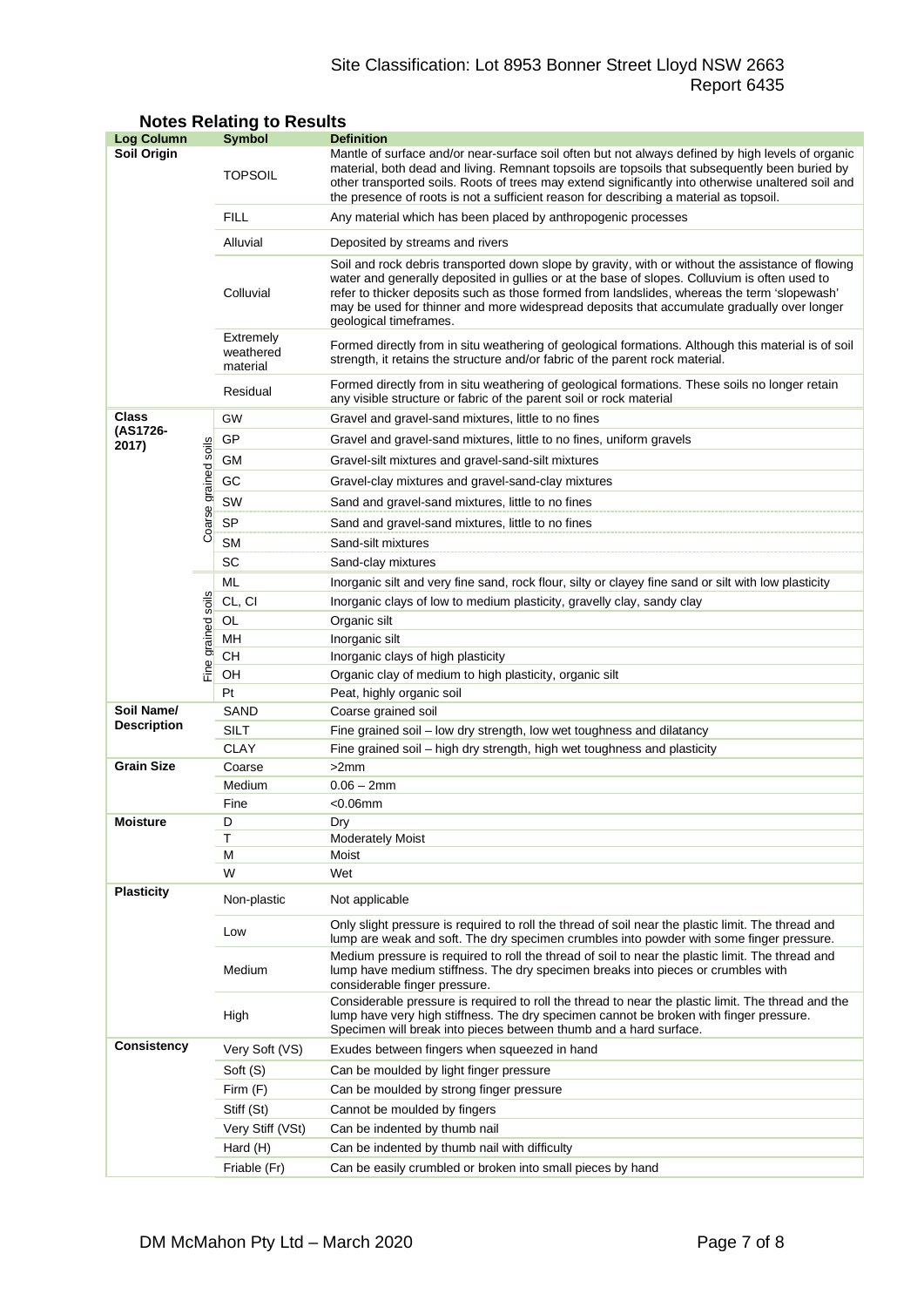## Notes Relating to Results

| Log Column | | Symbol | Definition |
|---|---|---|---|
| **Soil Origin** | | TOPSOIL | Mantle of surface and/or near-surface soil often but not always defined by high levels of organic material, both dead and living. Remnant topsoils are topsoils that subsequently been buried by other transported soils. Roots of trees may extend significantly into otherwise unaltered soil and the presence of roots is not a sufficient reason for describing a material as topsoil. |
| | | FILL | Any material which has been placed by anthropogenic processes |
| | | Alluvial | Deposited by streams and rivers |
| | | Colluvial | Soil and rock debris transported down slope by gravity, with or without the assistance of flowing water and generally deposited in gullies or at the base of slopes. Colluvium is often used to refer to thicker deposits such as those formed from landslides, whereas the term 'slopewash' may be used for thinner and more widespread deposits that accumulate gradually over longer geological timeframes. |
| | | Extremely weathered material | Formed directly from in situ weathering of geological formations. Although this material is of soil strength, it retains the structure and/or fabric of the parent rock material. |
| | | Residual | Formed directly from in situ weathering of geological formations. These soils no longer retain any visible structure or fabric of the parent soil or rock material |
| **Class (AS1726-2017)** | Coarse grained soils | GW | Gravel and gravel-sand mixtures, little to no fines |
| | | GP | Gravel and gravel-sand mixtures, little to no fines, uniform gravels |
| | | GM | Gravel-silt mixtures and gravel-sand-silt mixtures |
| | | GC | Gravel-clay mixtures and gravel-sand-clay mixtures |
| | | SW | Sand and gravel-sand mixtures, little to no fines |
| | | SP | Sand and gravel-sand mixtures, little to no fines |
| | | SM | Sand-silt mixtures |
| | | SC | Sand-clay mixtures |
| | Fine grained soils | ML | Inorganic silt and very fine sand, rock flour, silty or clayey fine sand or silt with low plasticity |
| | | CL, CI | Inorganic clays of low to medium plasticity, gravelly clay, sandy clay |
| | | OL | Organic silt |
| | | MH | Inorganic silt |
| | | CH | Inorganic clays of high plasticity |
| | | OH | Organic clay of medium to high plasticity, organic silt |
| | | Pt | Peat, highly organic soil |
| **Soil Name/ Description** | | SAND | Coarse grained soil |
| | | SILT | Fine grained soil – low dry strength, low wet toughness and dilatancy |
| | | CLAY | Fine grained soil – high dry strength, high wet toughness and plasticity |
| **Grain Size** | | Coarse | >2mm |
| | | Medium | 0.06 – 2mm |
| | | Fine | <0.06mm |
| **Moisture** | | D | Dry |
| | | T | Moderately Moist |
| | | M | Moist |
| | | W | Wet |
| **Plasticity** | | Non-plastic | Not applicable |
| | | Low | Only slight pressure is required to roll the thread of soil near the plastic limit. The thread and lump are weak and soft. The dry specimen crumbles into powder with some finger pressure. |
| | | Medium | Medium pressure is required to roll the thread of soil to near the plastic limit. The thread and lump have medium stiffness. The dry specimen breaks into pieces or crumbles with considerable finger pressure. |
| | | High | Considerable pressure is required to roll the thread to near the plastic limit. The thread and the lump have very high stiffness. The dry specimen cannot be broken with finger pressure. Specimen will break into pieces between thumb and a hard surface. |
| **Consistency** | | Very Soft (VS) | Exudes between fingers when squeezed in hand |
| | | Soft (S) | Can be moulded by light finger pressure |
| | | Firm (F) | Can be moulded by strong finger pressure |
| | | Stiff (St) | Cannot be moulded by fingers |
| | | Very Stiff (VSt) | Can be indented by thumb nail |
| | | Hard (H) | Can be indented by thumb nail with difficulty |
| | | Friable (Fr) | Can be easily crumbled or broken into small pieces by hand |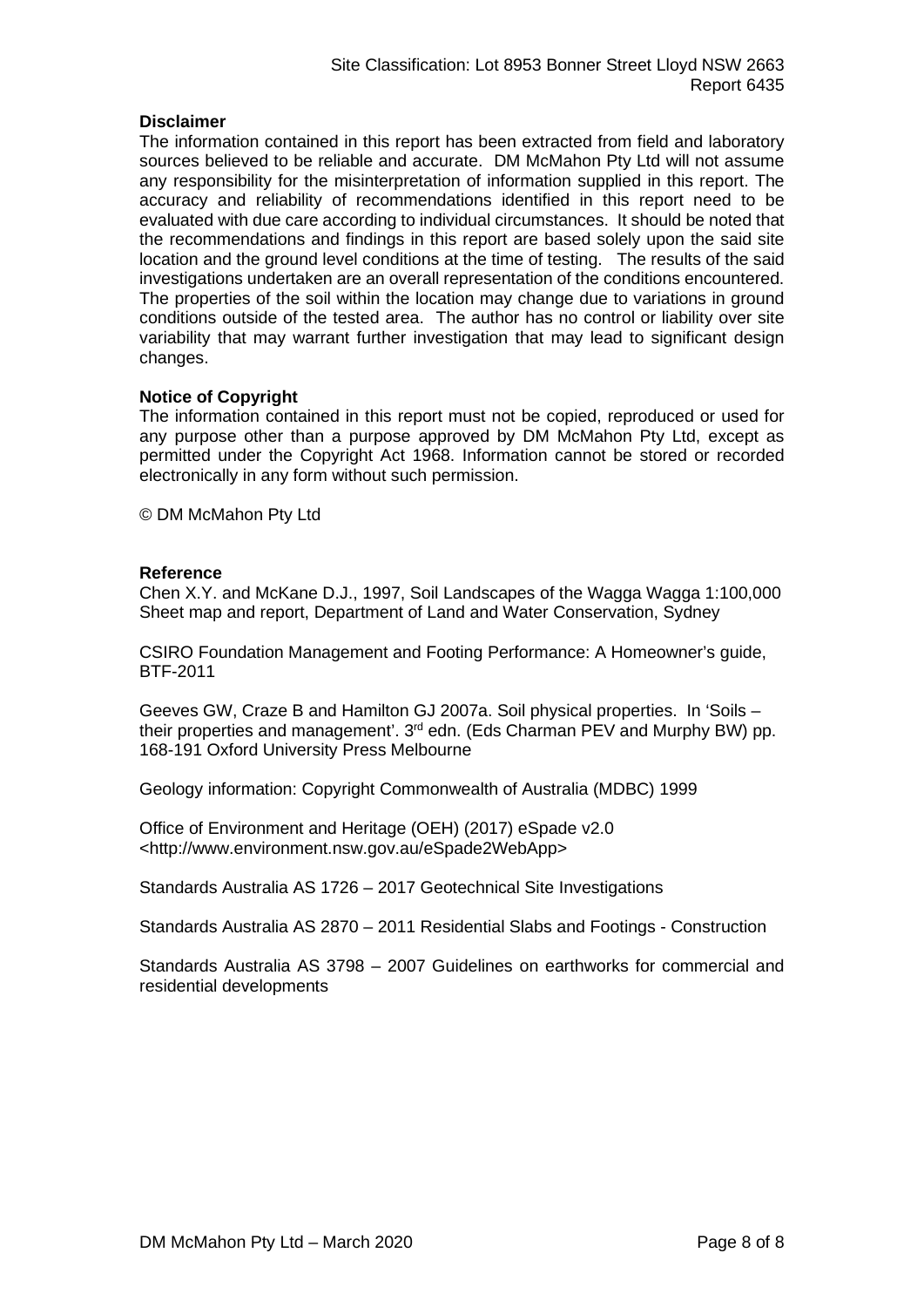**Disclaimer**

The information contained in this report has been extracted from field and laboratory sources believed to be reliable and accurate. DM McMahon Pty Ltd will not assume any responsibility for the misinterpretation of information supplied in this report. The accuracy and reliability of recommendations identified in this report need to be evaluated with due care according to individual circumstances. It should be noted that the recommendations and findings in this report are based solely upon the said site location and the ground level conditions at the time of testing. The results of the said investigations undertaken are an overall representation of the conditions encountered. The properties of the soil within the location may change due to variations in ground conditions outside of the tested area. The author has no control or liability over site variability that may warrant further investigation that may lead to significant design changes.

**Notice of Copyright**

The information contained in this report must not be copied, reproduced or used for any purpose other than a purpose approved by DM McMahon Pty Ltd, except as permitted under the Copyright Act 1968. Information cannot be stored or recorded electronically in any form without such permission.

© DM McMahon Pty Ltd

**Reference**

Chen X.Y. and McKane D.J., 1997, Soil Landscapes of the Wagga Wagga 1:100,000 Sheet map and report, Department of Land and Water Conservation, Sydney

CSIRO Foundation Management and Footing Performance: A Homeowner's guide, BTF-2011

Geeves GW, Craze B and Hamilton GJ 2007a. Soil physical properties. In 'Soils – their properties and management'. 3rd edn. (Eds Charman PEV and Murphy BW) pp. 168-191 Oxford University Press Melbourne

Geology information: Copyright Commonwealth of Australia (MDBC) 1999

Office of Environment and Heritage (OEH) (2017) eSpade v2.0 <http://www.environment.nsw.gov.au/eSpade2WebApp>

Standards Australia AS 1726 – 2017 Geotechnical Site Investigations

Standards Australia AS 2870 – 2011 Residential Slabs and Footings - Construction

Standards Australia AS 3798 – 2007 Guidelines on earthworks for commercial and residential developments